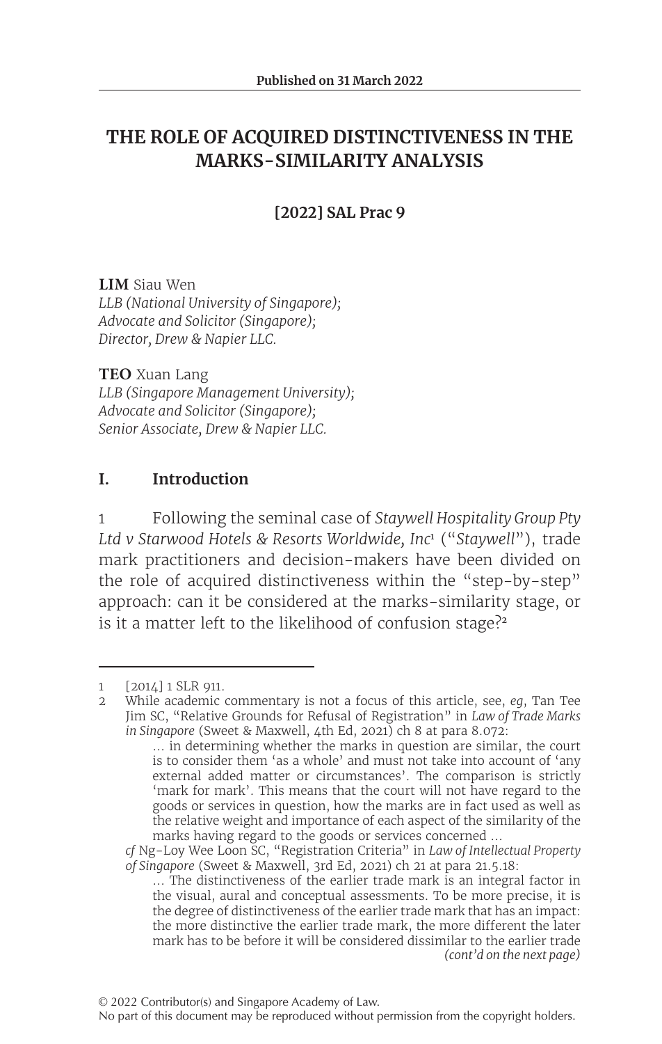Published on 31 March 2022

# THE ROLE OF ACQUIRED DISTINCTIVENESS IN THE MARKS-SIMILARITY ANALYSIS

**[2022] SAL Prac 9**

**LIM** Siau Wen
*LLB (National University of Singapore);*
*Advocate and Solicitor (Singapore);*
*Director, Drew & Napier LLC.*

**TEO** Xuan Lang
*LLB (Singapore Management University);*
*Advocate and Solicitor (Singapore);*
*Senior Associate, Drew & Napier LLC.*

## I. Introduction

1 Following the seminal case of *Staywell Hospitality Group Pty Ltd v Starwood Hotels & Resorts Worldwide, Inc*[1] ("*Staywell*"), trade mark practitioners and decision-makers have been divided on the role of acquired distinctiveness within the "step-by-step" approach: can it be considered at the marks-similarity stage, or is it a matter left to the likelihood of confusion stage?[2]

---

1 [2014] 1 SLR 911.

2 While academic commentary is not a focus of this article, see, *eg*, Tan Tee Jim SC, "Relative Grounds for Refusal of Registration" in *Law of Trade Marks in Singapore* (Sweet & Maxwell, 4th Ed, 2021) ch 8 at para 8.072:

> … in determining whether the marks in question are similar, the court is to consider them 'as a whole' and must not take into account of 'any external added matter or circumstances'. The comparison is strictly 'mark for mark'. This means that the court will not have regard to the goods or services in question, how the marks are in fact used as well as the relative weight and importance of each aspect of the similarity of the marks having regard to the goods or services concerned …

*cf* Ng-Loy Wee Loon SC, "Registration Criteria" in *Law of Intellectual Property of Singapore* (Sweet & Maxwell, 3rd Ed, 2021) ch 21 at para 21.5.18:

> … The distinctiveness of the earlier trade mark is an integral factor in the visual, aural and conceptual assessments. To be more precise, it is the degree of distinctiveness of the earlier trade mark that has an impact: the more distinctive the earlier trade mark, the more different the later mark has to be before it will be considered dissimilar to the earlier trade

*(cont'd on the next page)*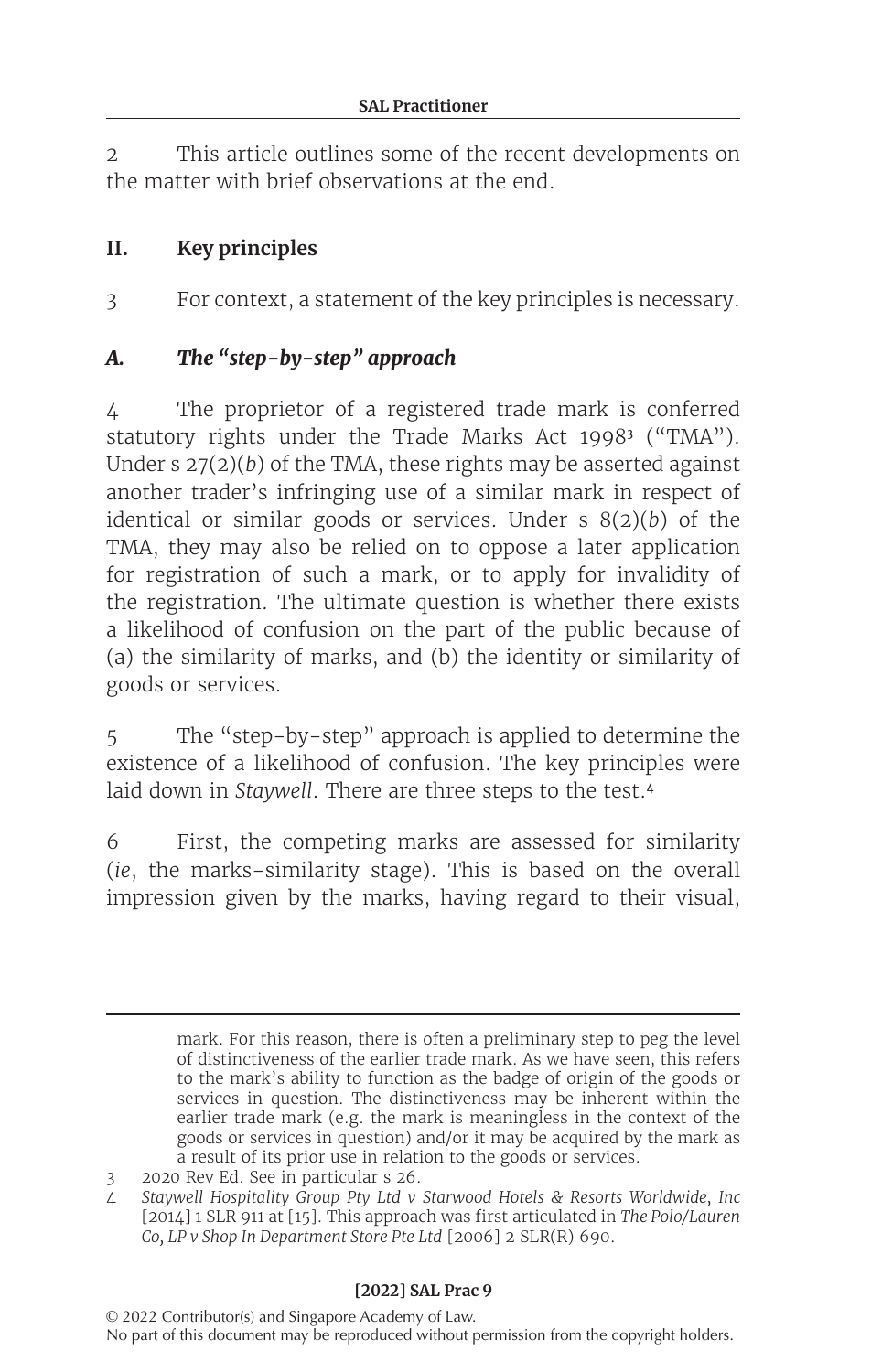2 This article outlines some of the recent developments on the matter with brief observations at the end.

## II. Key principles

3 For context, a statement of the key principles is necessary.

### *A. The "step-by-step" approach*

4 The proprietor of a registered trade mark is conferred statutory rights under the Trade Marks Act 1998[3] ("TMA"). Under s 27(2)(*b*) of the TMA, these rights may be asserted against another trader's infringing use of a similar mark in respect of identical or similar goods or services. Under s 8(2)(*b*) of the TMA, they may also be relied on to oppose a later application for registration of such a mark, or to apply for invalidity of the registration. The ultimate question is whether there exists a likelihood of confusion on the part of the public because of (a) the similarity of marks, and (b) the identity or similarity of goods or services.

5 The "step-by-step" approach is applied to determine the existence of a likelihood of confusion. The key principles were laid down in *Staywell*. There are three steps to the test.[4]

6 First, the competing marks are assessed for similarity (*ie*, the marks-similarity stage). This is based on the overall impression given by the marks, having regard to their visual,

---

mark. For this reason, there is often a preliminary step to peg the level of distinctiveness of the earlier trade mark. As we have seen, this refers to the mark's ability to function as the badge of origin of the goods or services in question. The distinctiveness may be inherent within the earlier trade mark (e.g. the mark is meaningless in the context of the goods or services in question) and/or it may be acquired by the mark as a result of its prior use in relation to the goods or services.

3 2020 Rev Ed. See in particular s 26.

4 *Staywell Hospitality Group Pty Ltd v Starwood Hotels & Resorts Worldwide, Inc* [2014] 1 SLR 911 at [15]. This approach was first articulated in *The Polo/Lauren Co, LP v Shop In Department Store Pte Ltd* [2006] 2 SLR(R) 690.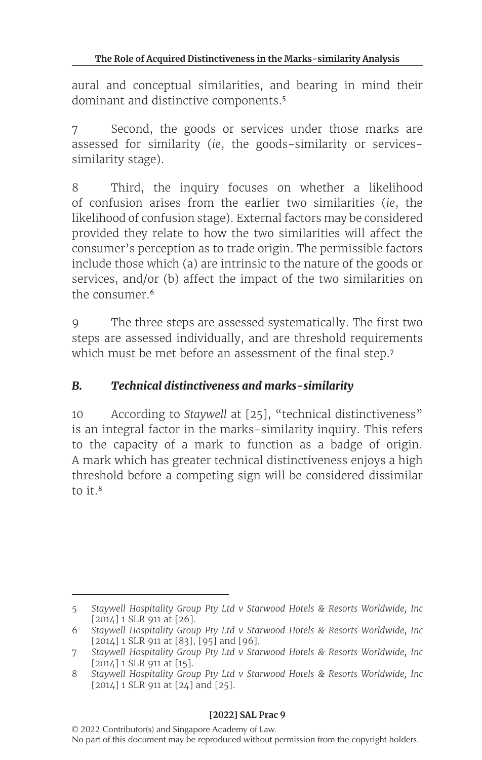aural and conceptual similarities, and bearing in mind their dominant and distinctive components.[5]

7 Second, the goods or services under those marks are assessed for similarity (*ie*, the goods-similarity or services-similarity stage).

8 Third, the inquiry focuses on whether a likelihood of confusion arises from the earlier two similarities (*ie*, the likelihood of confusion stage). External factors may be considered provided they relate to how the two similarities will affect the consumer's perception as to trade origin. The permissible factors include those which (a) are intrinsic to the nature of the goods or services, and/or (b) affect the impact of the two similarities on the consumer.[6]

9 The three steps are assessed systematically. The first two steps are assessed individually, and are threshold requirements which must be met before an assessment of the final step.[7]

### *B. Technical distinctiveness and marks-similarity*

10 According to *Staywell* at [25], "technical distinctiveness" is an integral factor in the marks-similarity inquiry. This refers to the capacity of a mark to function as a badge of origin. A mark which has greater technical distinctiveness enjoys a high threshold before a competing sign will be considered dissimilar to it.[8]

---

5 *Staywell Hospitality Group Pty Ltd v Starwood Hotels & Resorts Worldwide, Inc* [2014] 1 SLR 911 at [26].

6 *Staywell Hospitality Group Pty Ltd v Starwood Hotels & Resorts Worldwide, Inc* [2014] 1 SLR 911 at [83], [95] and [96].

7 *Staywell Hospitality Group Pty Ltd v Starwood Hotels & Resorts Worldwide, Inc* [2014] 1 SLR 911 at [15].

8 *Staywell Hospitality Group Pty Ltd v Starwood Hotels & Resorts Worldwide, Inc* [2014] 1 SLR 911 at [24] and [25].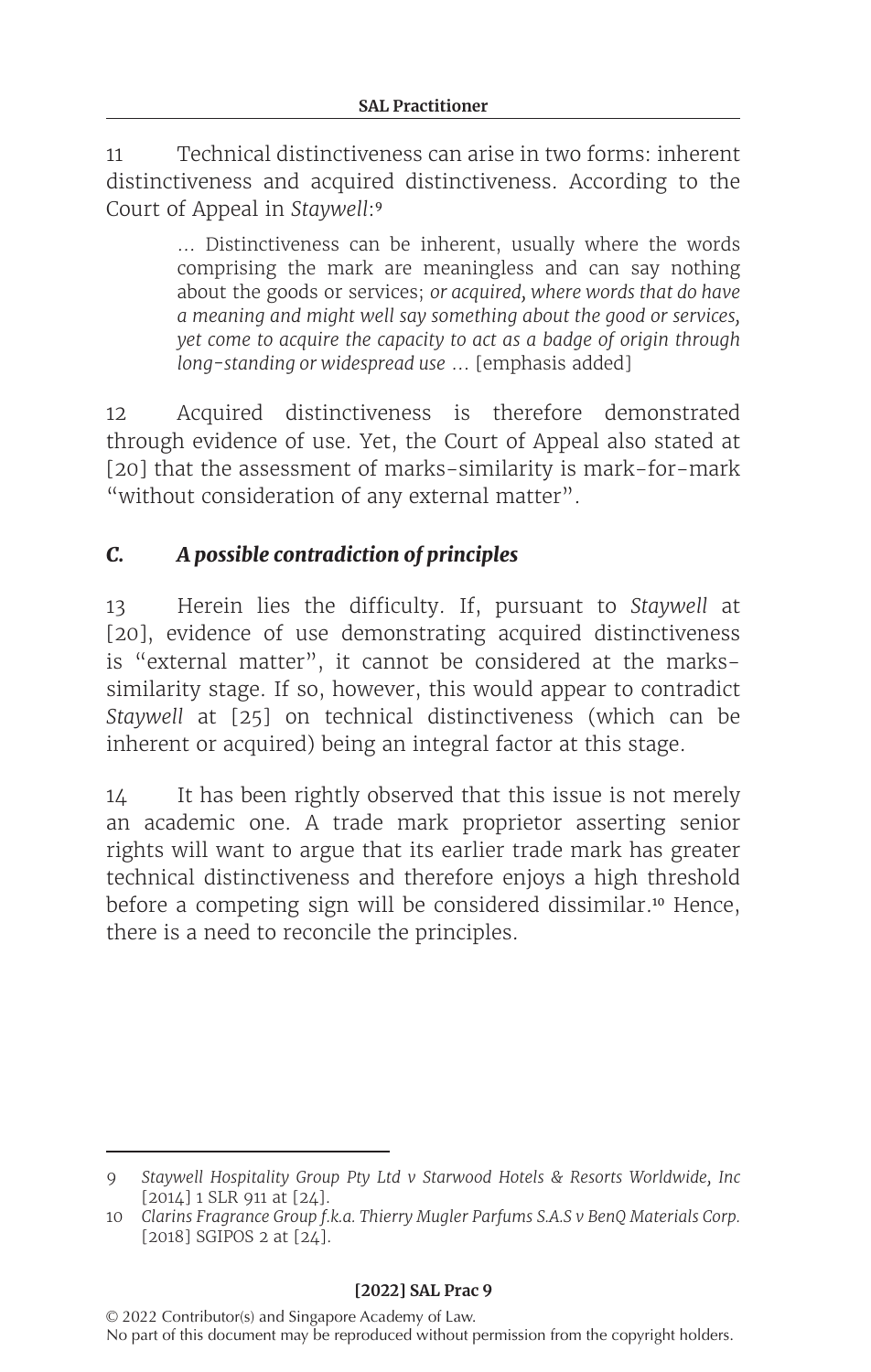11 Technical distinctiveness can arise in two forms: inherent distinctiveness and acquired distinctiveness. According to the Court of Appeal in *Staywell*:[9]

> … Distinctiveness can be inherent, usually where the words comprising the mark are meaningless and can say nothing about the goods or services; *or acquired, where words that do have a meaning and might well say something about the good or services, yet come to acquire the capacity to act as a badge of origin through long-standing or widespread use* … [emphasis added]

12 Acquired distinctiveness is therefore demonstrated through evidence of use. Yet, the Court of Appeal also stated at [20] that the assessment of marks-similarity is mark-for-mark "without consideration of any external matter".

### *C. A possible contradiction of principles*

13 Herein lies the difficulty. If, pursuant to *Staywell* at [20], evidence of use demonstrating acquired distinctiveness is "external matter", it cannot be considered at the marks-similarity stage. If so, however, this would appear to contradict *Staywell* at [25] on technical distinctiveness (which can be inherent or acquired) being an integral factor at this stage.

14 It has been rightly observed that this issue is not merely an academic one. A trade mark proprietor asserting senior rights will want to argue that its earlier trade mark has greater technical distinctiveness and therefore enjoys a high threshold before a competing sign will be considered dissimilar.[10] Hence, there is a need to reconcile the principles.

---

9 *Staywell Hospitality Group Pty Ltd v Starwood Hotels & Resorts Worldwide, Inc* [2014] 1 SLR 911 at [24].

10 *Clarins Fragrance Group f.k.a. Thierry Mugler Parfums S.A.S v BenQ Materials Corp.* [2018] SGIPOS 2 at [24].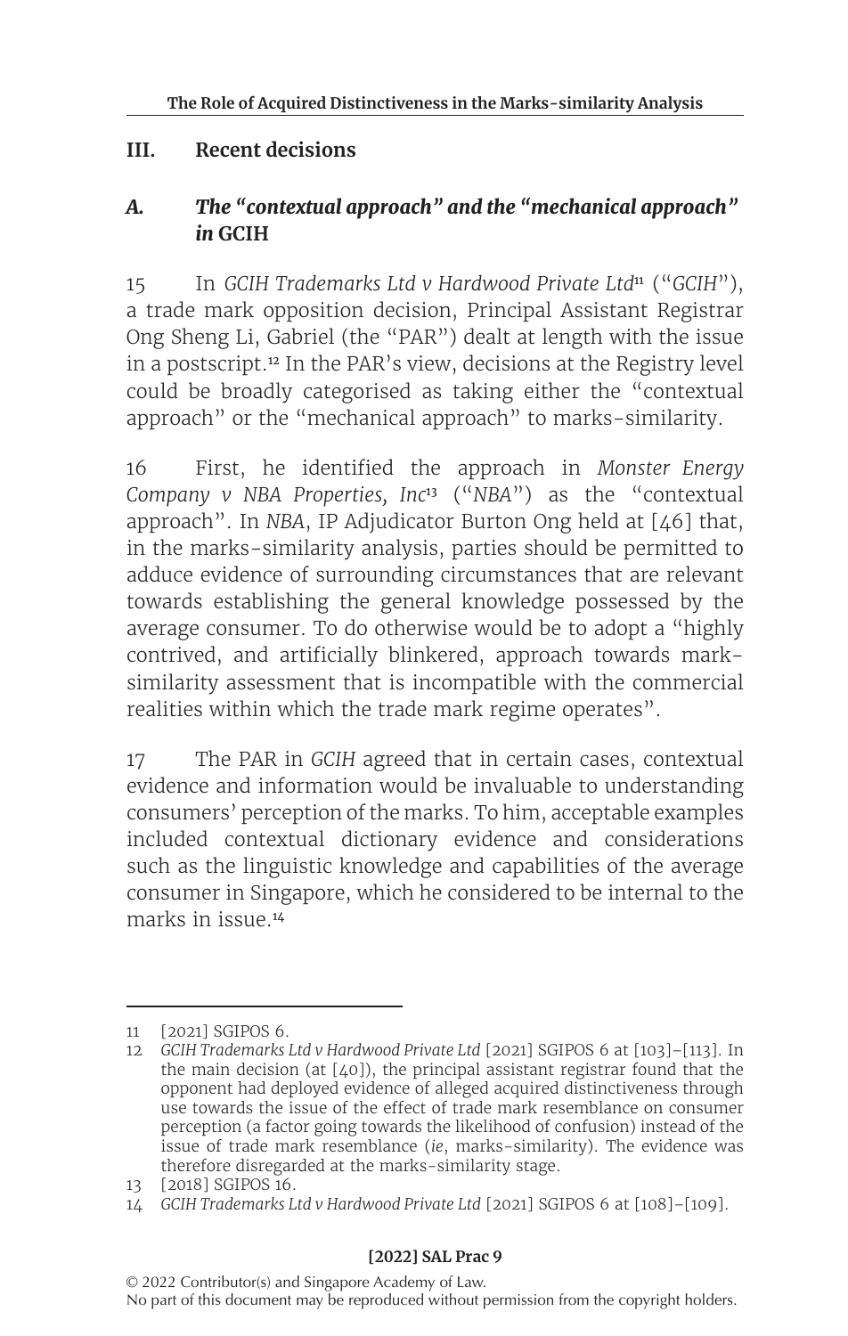## III. Recent decisions

### *A. The "contextual approach" and the "mechanical approach" in* GCIH

15 In *GCIH Trademarks Ltd v Hardwood Private Ltd*[11] ("*GCIH*"), a trade mark opposition decision, Principal Assistant Registrar Ong Sheng Li, Gabriel (the "PAR") dealt at length with the issue in a postscript.[12] In the PAR's view, decisions at the Registry level could be broadly categorised as taking either the "contextual approach" or the "mechanical approach" to marks-similarity.

16 First, he identified the approach in *Monster Energy Company v NBA Properties, Inc*[13] ("*NBA*") as the "contextual approach". In *NBA*, IP Adjudicator Burton Ong held at [46] that, in the marks-similarity analysis, parties should be permitted to adduce evidence of surrounding circumstances that are relevant towards establishing the general knowledge possessed by the average consumer. To do otherwise would be to adopt a "highly contrived, and artificially blinkered, approach towards mark-similarity assessment that is incompatible with the commercial realities within which the trade mark regime operates".

17 The PAR in *GCIH* agreed that in certain cases, contextual evidence and information would be invaluable to understanding consumers' perception of the marks. To him, acceptable examples included contextual dictionary evidence and considerations such as the linguistic knowledge and capabilities of the average consumer in Singapore, which he considered to be internal to the marks in issue.[14]

---

11 [2021] SGIPOS 6.

12 *GCIH Trademarks Ltd v Hardwood Private Ltd* [2021] SGIPOS 6 at [103]–[113]. In the main decision (at [40]), the principal assistant registrar found that the opponent had deployed evidence of alleged acquired distinctiveness through use towards the issue of the effect of trade mark resemblance on consumer perception (a factor going towards the likelihood of confusion) instead of the issue of trade mark resemblance (*ie*, marks-similarity). The evidence was therefore disregarded at the marks-similarity stage.

13 [2018] SGIPOS 16.

14 *GCIH Trademarks Ltd v Hardwood Private Ltd* [2021] SGIPOS 6 at [108]–[109].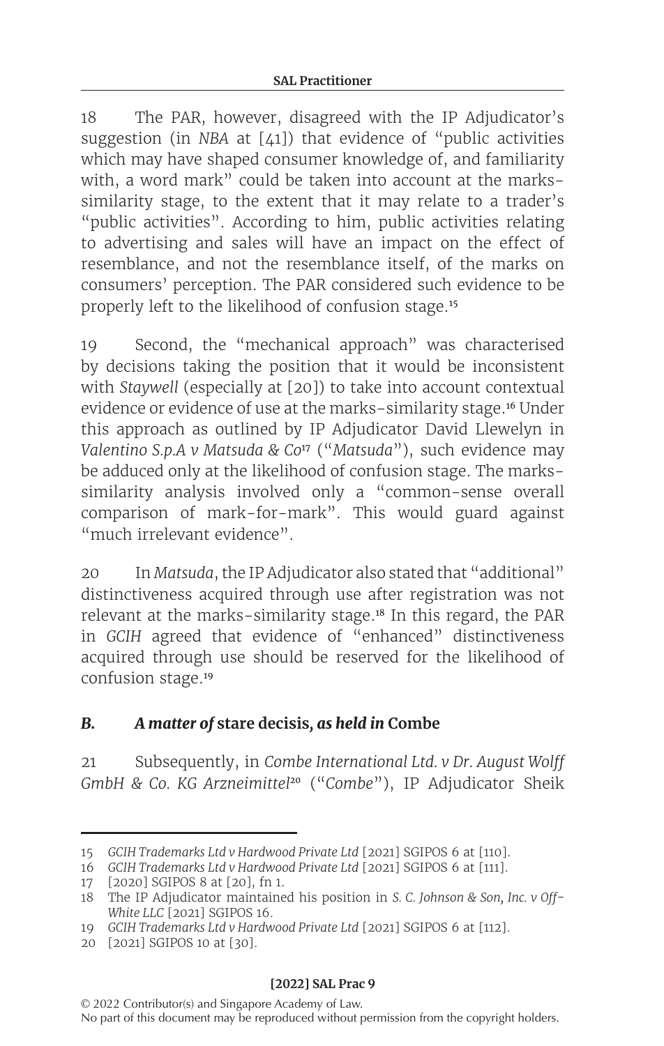18 The PAR, however, disagreed with the IP Adjudicator's suggestion (in *NBA* at [41]) that evidence of "public activities which may have shaped consumer knowledge of, and familiarity with, a word mark" could be taken into account at the marks-similarity stage, to the extent that it may relate to a trader's "public activities". According to him, public activities relating to advertising and sales will have an impact on the effect of resemblance, and not the resemblance itself, of the marks on consumers' perception. The PAR considered such evidence to be properly left to the likelihood of confusion stage.[15]

19 Second, the "mechanical approach" was characterised by decisions taking the position that it would be inconsistent with *Staywell* (especially at [20]) to take into account contextual evidence or evidence of use at the marks-similarity stage.[16] Under this approach as outlined by IP Adjudicator David Llewelyn in *Valentino S.p.A v Matsuda & Co*[17] ("*Matsuda*"), such evidence may be adduced only at the likelihood of confusion stage. The marks-similarity analysis involved only a "common-sense overall comparison of mark-for-mark". This would guard against "much irrelevant evidence".

20 In *Matsuda*, the IP Adjudicator also stated that "additional" distinctiveness acquired through use after registration was not relevant at the marks-similarity stage.[18] In this regard, the PAR in *GCIH* agreed that evidence of "enhanced" distinctiveness acquired through use should be reserved for the likelihood of confusion stage.[19]

### *B. A matter of* **stare decisis***, as held in* **Combe**

21 Subsequently, in *Combe International Ltd. v Dr. August Wolff GmbH & Co. KG Arzneimittel*[20] ("*Combe*"), IP Adjudicator Sheik

---

15 *GCIH Trademarks Ltd v Hardwood Private Ltd* [2021] SGIPOS 6 at [110].

16 *GCIH Trademarks Ltd v Hardwood Private Ltd* [2021] SGIPOS 6 at [111].

17 [2020] SGIPOS 8 at [20], fn 1.

18 The IP Adjudicator maintained his position in *S. C. Johnson & Son, Inc. v Off-White LLC* [2021] SGIPOS 16.

19 *GCIH Trademarks Ltd v Hardwood Private Ltd* [2021] SGIPOS 6 at [112].

20 [2021] SGIPOS 10 at [30].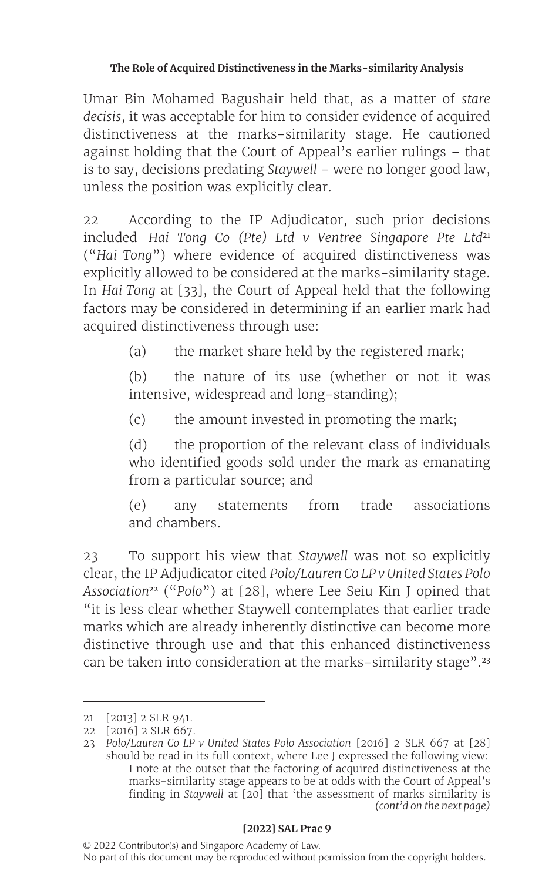Umar Bin Mohamed Bagushair held that, as a matter of *stare decisis*, it was acceptable for him to consider evidence of acquired distinctiveness at the marks-similarity stage. He cautioned against holding that the Court of Appeal's earlier rulings – that is to say, decisions predating *Staywell* – were no longer good law, unless the position was explicitly clear.

22 According to the IP Adjudicator, such prior decisions included *Hai Tong Co (Pte) Ltd v Ventree Singapore Pte Ltd*[21] ("*Hai Tong*") where evidence of acquired distinctiveness was explicitly allowed to be considered at the marks-similarity stage. In *Hai Tong* at [33], the Court of Appeal held that the following factors may be considered in determining if an earlier mark had acquired distinctiveness through use:

> (a) the market share held by the registered mark;
>
> (b) the nature of its use (whether or not it was intensive, widespread and long-standing);
>
> (c) the amount invested in promoting the mark;
>
> (d) the proportion of the relevant class of individuals who identified goods sold under the mark as emanating from a particular source; and
>
> (e) any statements from trade associations and chambers.

23 To support his view that *Staywell* was not so explicitly clear, the IP Adjudicator cited *Polo/Lauren Co LP v United States Polo Association*[22] ("*Polo*") at [28], where Lee Seiu Kin J opined that "it is less clear whether Staywell contemplates that earlier trade marks which are already inherently distinctive can become more distinctive through use and that this enhanced distinctiveness can be taken into consideration at the marks-similarity stage".[23]

---

21 [2013] 2 SLR 941.

22 [2016] 2 SLR 667.

23 *Polo/Lauren Co LP v United States Polo Association* [2016] 2 SLR 667 at [28] should be read in its full context, where Lee J expressed the following view:

> I note at the outset that the factoring of acquired distinctiveness at the marks-similarity stage appears to be at odds with the Court of Appeal's finding in *Staywell* at [20] that 'the assessment of marks similarity is

*(cont'd on the next page)*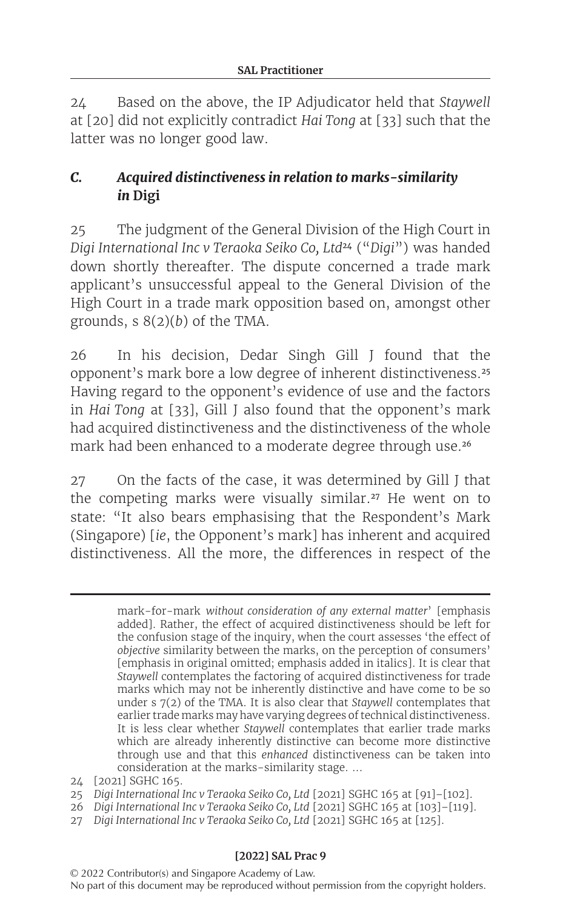24 Based on the above, the IP Adjudicator held that *Staywell* at [20] did not explicitly contradict *Hai Tong* at [33] such that the latter was no longer good law.

### *C. Acquired distinctiveness in relation to marks-similarity in* Digi

25 The judgment of the General Division of the High Court in *Digi International Inc v Teraoka Seiko Co, Ltd*[24] ("*Digi*") was handed down shortly thereafter. The dispute concerned a trade mark applicant's unsuccessful appeal to the General Division of the High Court in a trade mark opposition based on, amongst other grounds, s 8(2)(*b*) of the TMA.

26 In his decision, Dedar Singh Gill J found that the opponent's mark bore a low degree of inherent distinctiveness.[25] Having regard to the opponent's evidence of use and the factors in *Hai Tong* at [33], Gill J also found that the opponent's mark had acquired distinctiveness and the distinctiveness of the whole mark had been enhanced to a moderate degree through use.[26]

27 On the facts of the case, it was determined by Gill J that the competing marks were visually similar.[27] He went on to state: "It also bears emphasising that the Respondent's Mark (Singapore) [*ie*, the Opponent's mark] has inherent and acquired distinctiveness. All the more, the differences in respect of the

---

mark-for-mark *without consideration of any external matter*' [emphasis added]. Rather, the effect of acquired distinctiveness should be left for the confusion stage of the inquiry, when the court assesses 'the effect of *objective* similarity between the marks, on the perception of consumers' [emphasis in original omitted; emphasis added in italics]. It is clear that *Staywell* contemplates the factoring of acquired distinctiveness for trade marks which may not be inherently distinctive and have come to be so under s 7(2) of the TMA. It is also clear that *Staywell* contemplates that earlier trade marks may have varying degrees of technical distinctiveness. It is less clear whether *Staywell* contemplates that earlier trade marks which are already inherently distinctive can become more distinctive through use and that this *enhanced* distinctiveness can be taken into consideration at the marks-similarity stage. …

24 [2021] SGHC 165.

25 *Digi International Inc v Teraoka Seiko Co, Ltd* [2021] SGHC 165 at [91]–[102].

26 *Digi International Inc v Teraoka Seiko Co, Ltd* [2021] SGHC 165 at [103]–[119].

27 *Digi International Inc v Teraoka Seiko Co, Ltd* [2021] SGHC 165 at [125].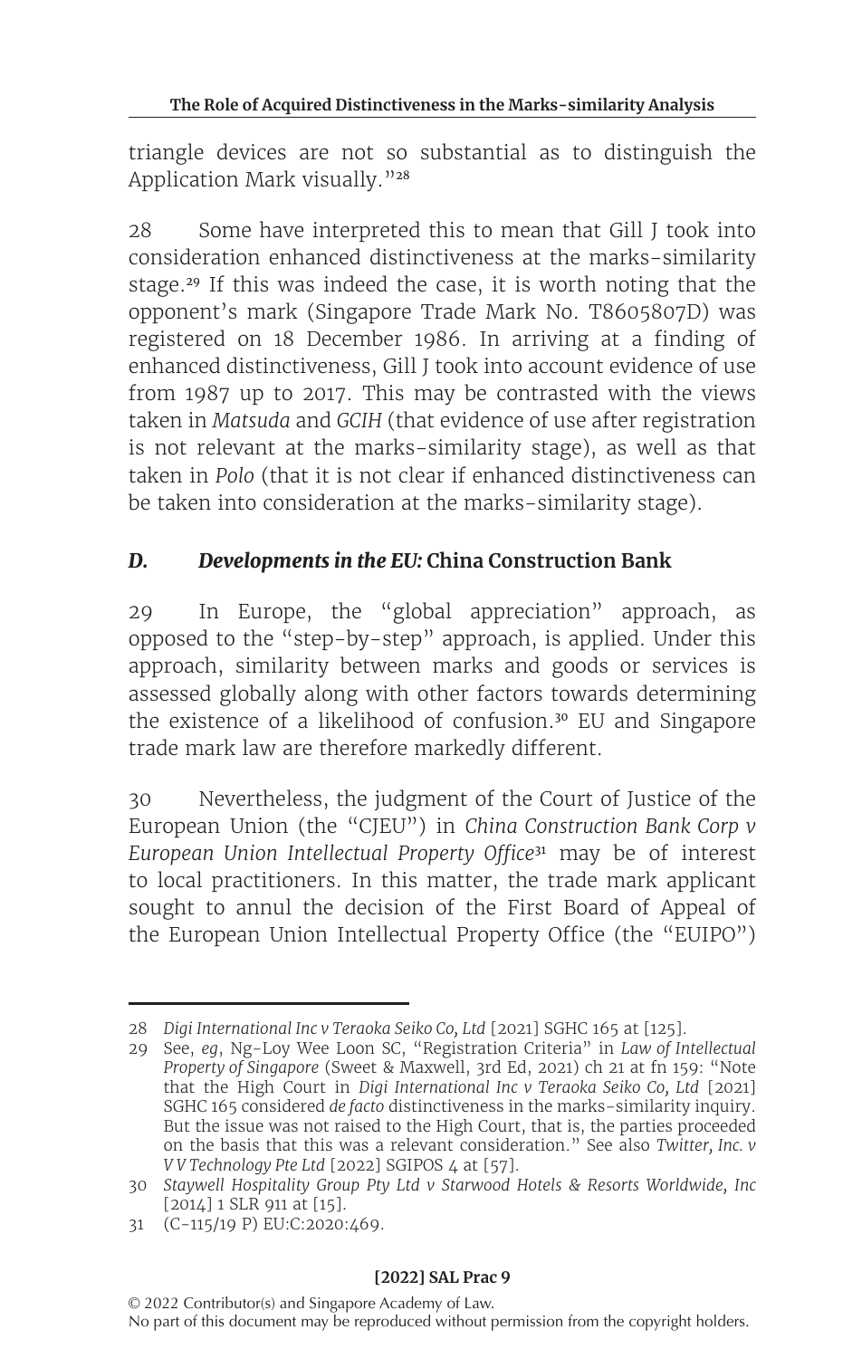triangle devices are not so substantial as to distinguish the Application Mark visually."[28]

28 Some have interpreted this to mean that Gill J took into consideration enhanced distinctiveness at the marks-similarity stage.[29] If this was indeed the case, it is worth noting that the opponent's mark (Singapore Trade Mark No. T8605807D) was registered on 18 December 1986. In arriving at a finding of enhanced distinctiveness, Gill J took into account evidence of use from 1987 up to 2017. This may be contrasted with the views taken in *Matsuda* and *GCIH* (that evidence of use after registration is not relevant at the marks-similarity stage), as well as that taken in *Polo* (that it is not clear if enhanced distinctiveness can be taken into consideration at the marks-similarity stage).

### *D. Developments in the EU:* China Construction Bank

29 In Europe, the "global appreciation" approach, as opposed to the "step-by-step" approach, is applied. Under this approach, similarity between marks and goods or services is assessed globally along with other factors towards determining the existence of a likelihood of confusion.[30] EU and Singapore trade mark law are therefore markedly different.

30 Nevertheless, the judgment of the Court of Justice of the European Union (the "CJEU") in *China Construction Bank Corp v European Union Intellectual Property Office*[31] may be of interest to local practitioners. In this matter, the trade mark applicant sought to annul the decision of the First Board of Appeal of the European Union Intellectual Property Office (the "EUIPO")

---

28 *Digi International Inc v Teraoka Seiko Co, Ltd* [2021] SGHC 165 at [125].

29 See, *eg*, Ng-Loy Wee Loon SC, "Registration Criteria" in *Law of Intellectual Property of Singapore* (Sweet & Maxwell, 3rd Ed, 2021) ch 21 at fn 159: "Note that the High Court in *Digi International Inc v Teraoka Seiko Co, Ltd* [2021] SGHC 165 considered *de facto* distinctiveness in the marks-similarity inquiry. But the issue was not raised to the High Court, that is, the parties proceeded on the basis that this was a relevant consideration." See also *Twitter, Inc. v V V Technology Pte Ltd* [2022] SGIPOS 4 at [57].

30 *Staywell Hospitality Group Pty Ltd v Starwood Hotels & Resorts Worldwide, Inc* [2014] 1 SLR 911 at [15].

31 (C-115/19 P) EU:C:2020:469.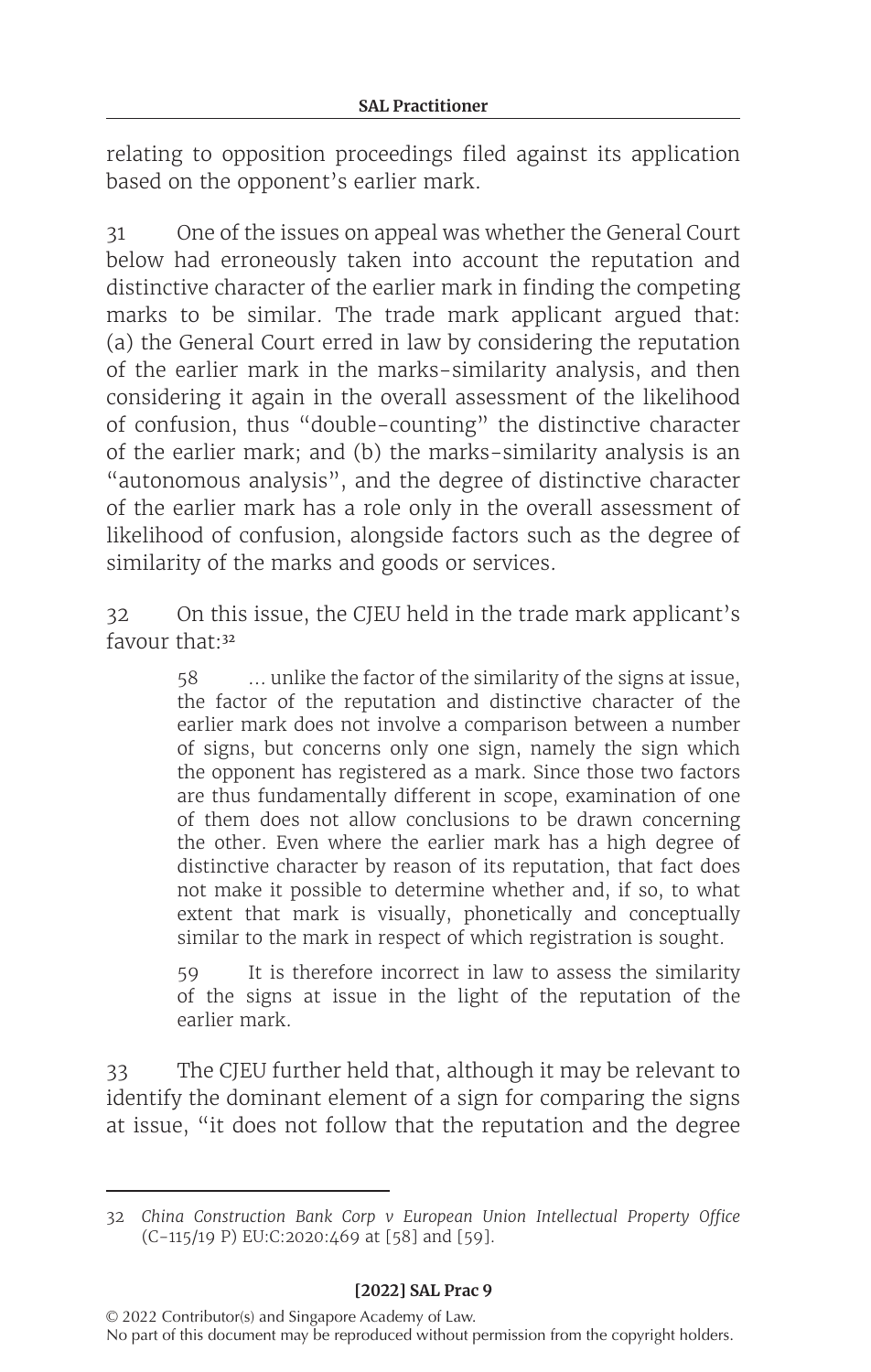relating to opposition proceedings filed against its application based on the opponent's earlier mark.

31 One of the issues on appeal was whether the General Court below had erroneously taken into account the reputation and distinctive character of the earlier mark in finding the competing marks to be similar. The trade mark applicant argued that: (a) the General Court erred in law by considering the reputation of the earlier mark in the marks-similarity analysis, and then considering it again in the overall assessment of the likelihood of confusion, thus "double-counting" the distinctive character of the earlier mark; and (b) the marks-similarity analysis is an "autonomous analysis", and the degree of distinctive character of the earlier mark has a role only in the overall assessment of likelihood of confusion, alongside factors such as the degree of similarity of the marks and goods or services.

32 On this issue, the CJEU held in the trade mark applicant's favour that:[32]

> 58 … unlike the factor of the similarity of the signs at issue, the factor of the reputation and distinctive character of the earlier mark does not involve a comparison between a number of signs, but concerns only one sign, namely the sign which the opponent has registered as a mark. Since those two factors are thus fundamentally different in scope, examination of one of them does not allow conclusions to be drawn concerning the other. Even where the earlier mark has a high degree of distinctive character by reason of its reputation, that fact does not make it possible to determine whether and, if so, to what extent that mark is visually, phonetically and conceptually similar to the mark in respect of which registration is sought.
>
> 59 It is therefore incorrect in law to assess the similarity of the signs at issue in the light of the reputation of the earlier mark.

33 The CJEU further held that, although it may be relevant to identify the dominant element of a sign for comparing the signs at issue, "it does not follow that the reputation and the degree

---

32 *China Construction Bank Corp v European Union Intellectual Property Office* (C-115/19 P) EU:C:2020:469 at [58] and [59].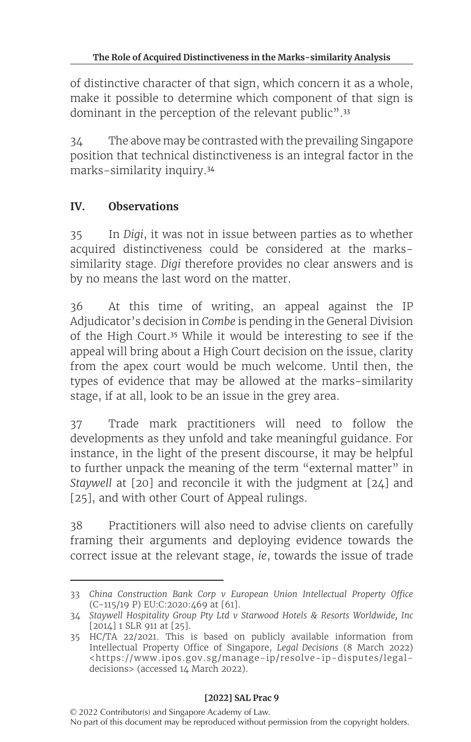of distinctive character of that sign, which concern it as a whole, make it possible to determine which component of that sign is dominant in the perception of the relevant public".[33]

34 The above may be contrasted with the prevailing Singapore position that technical distinctiveness is an integral factor in the marks-similarity inquiry.[34]

## IV. Observations

35 In *Digi*, it was not in issue between parties as to whether acquired distinctiveness could be considered at the marks-similarity stage. *Digi* therefore provides no clear answers and is by no means the last word on the matter.

36 At this time of writing, an appeal against the IP Adjudicator's decision in *Combe* is pending in the General Division of the High Court.[35] While it would be interesting to see if the appeal will bring about a High Court decision on the issue, clarity from the apex court would be much welcome. Until then, the types of evidence that may be allowed at the marks-similarity stage, if at all, look to be an issue in the grey area.

37 Trade mark practitioners will need to follow the developments as they unfold and take meaningful guidance. For instance, in the light of the present discourse, it may be helpful to further unpack the meaning of the term "external matter" in *Staywell* at [20] and reconcile it with the judgment at [24] and [25], and with other Court of Appeal rulings.

38 Practitioners will also need to advise clients on carefully framing their arguments and deploying evidence towards the correct issue at the relevant stage, *ie*, towards the issue of trade

---

33 *China Construction Bank Corp v European Union Intellectual Property Office* (C-115/19 P) EU:C:2020:469 at [61].

34 *Staywell Hospitality Group Pty Ltd v Starwood Hotels & Resorts Worldwide, Inc* [2014] 1 SLR 911 at [25].

35 HC/TA 22/2021. This is based on publicly available information from Intellectual Property Office of Singapore, *Legal Decisions* (8 March 2022) <https://www.ipos.gov.sg/manage-ip/resolve-ip-disputes/legal-decisions> (accessed 14 March 2022).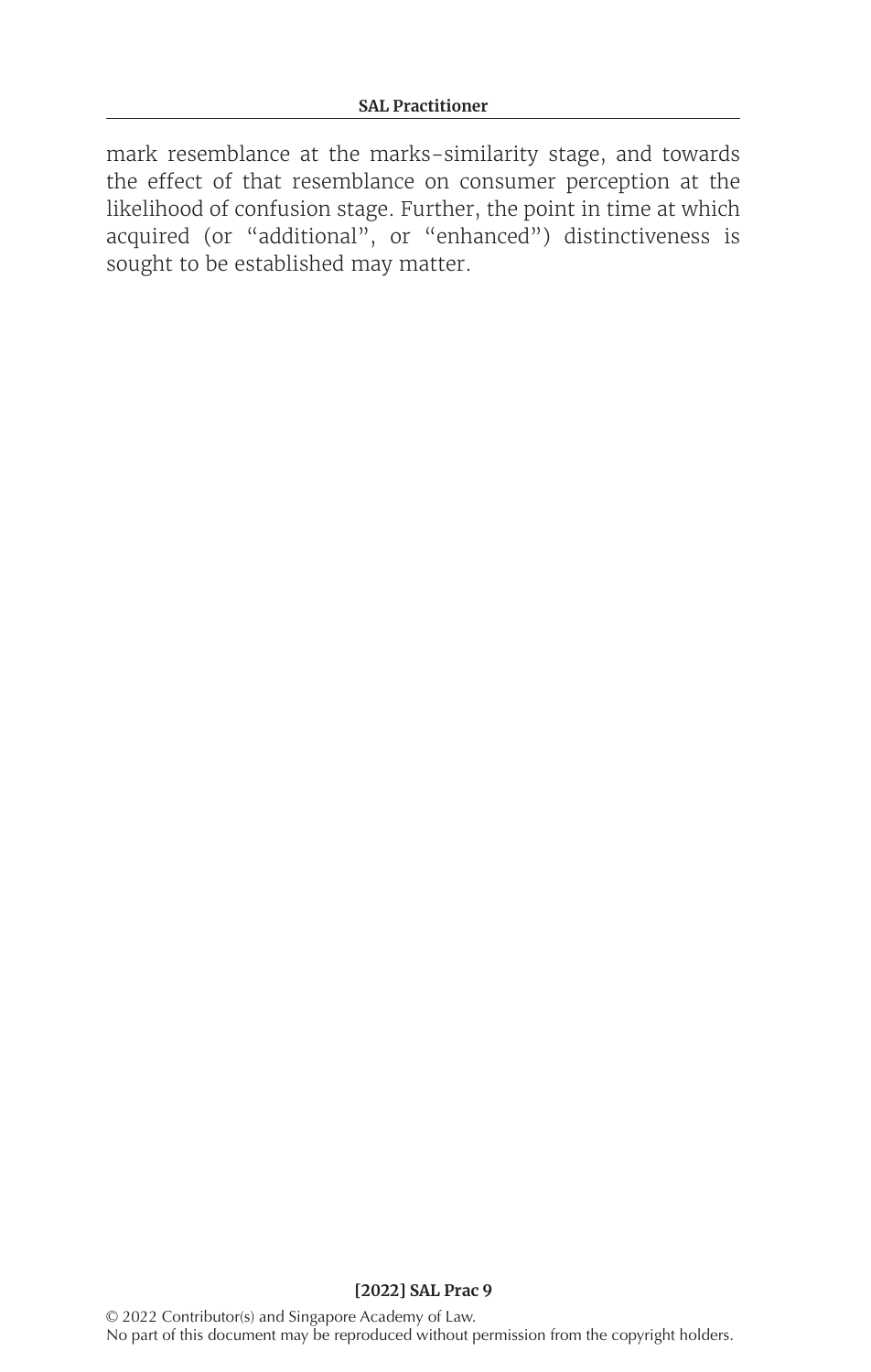mark resemblance at the marks-similarity stage, and towards the effect of that resemblance on consumer perception at the likelihood of confusion stage. Further, the point in time at which acquired (or "additional", or "enhanced") distinctiveness is sought to be established may matter.